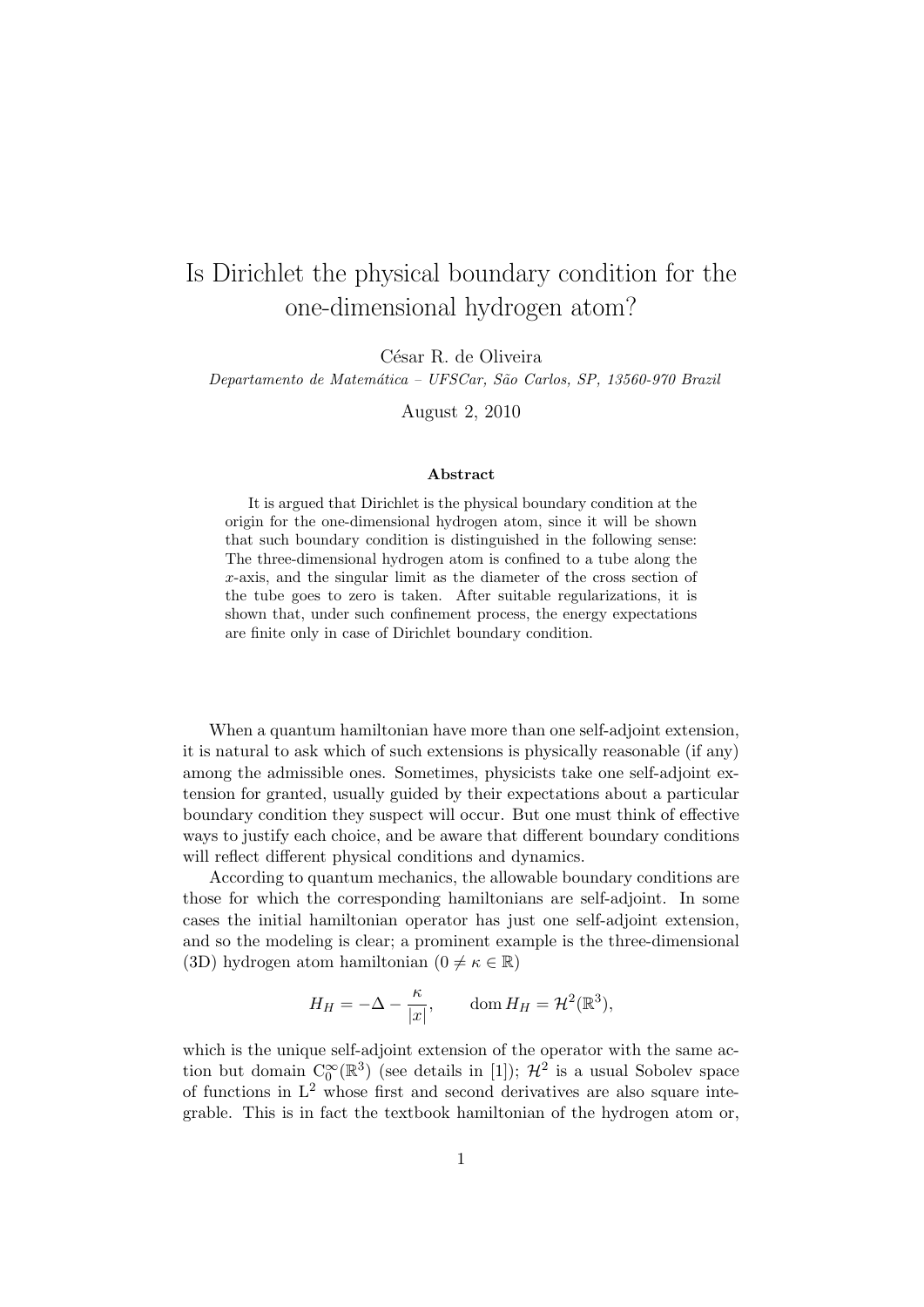# Is Dirichlet the physical boundary condition for the one-dimensional hydrogen atom?

César R. de Oliveira

*Departamento de Matemática – UFSCar, São Carlos, SP, 13560-970 Brazil*

August 2, 2010

### Abstract

It is argued that Dirichlet is the physical boundary condition at the origin for the one-dimensional hydrogen atom, since it will be shown that such boundary condition is distinguished in the following sense: The three-dimensional hydrogen atom is confined to a tube along the $x$-axis, and the singular limit as the diameter of the cross section of the tube goes to zero is taken. After suitable regularizations, it is shown that, under such confinement process, the energy expectations are finite only in case of Dirichlet boundary condition.

When a quantum hamiltonian have more than one self-adjoint extension, it is natural to ask which of such extensions is physically reasonable (if any) among the admissible ones. Sometimes, physicists take one self-adjoint extension for granted, usually guided by their expectations about a particular boundary condition they suspect will occur. But one must think of effective ways to justify each choice, and be aware that different boundary conditions will reflect different physical conditions and dynamics.

According to quantum mechanics, the allowable boundary conditions are those for which the corresponding hamiltonians are self-adjoint. In some cases the initial hamiltonian operator has just one self-adjoint extension, and so the modeling is clear; a prominent example is the three-dimensional (3D) hydrogen atom hamiltonian ($0 \neq \kappa \in \mathbb{R}$)

$$H_H = -\Delta - \frac{\kappa}{|x|}, \qquad \operatorname{dom} H_H = \mathcal{H}^2(\mathbb{R}^3),$$

which is the unique self-adjoint extension of the operator with the same action but domain $\mathrm{C}_0^\infty(\mathbb{R}^3)$ (see details in [1]); $\mathcal{H}^2$ is a usual Sobolev space of functions in $\mathrm{L}^2$ whose first and second derivatives are also square integrable. This is in fact the textbook hamiltonian of the hydrogen atom or,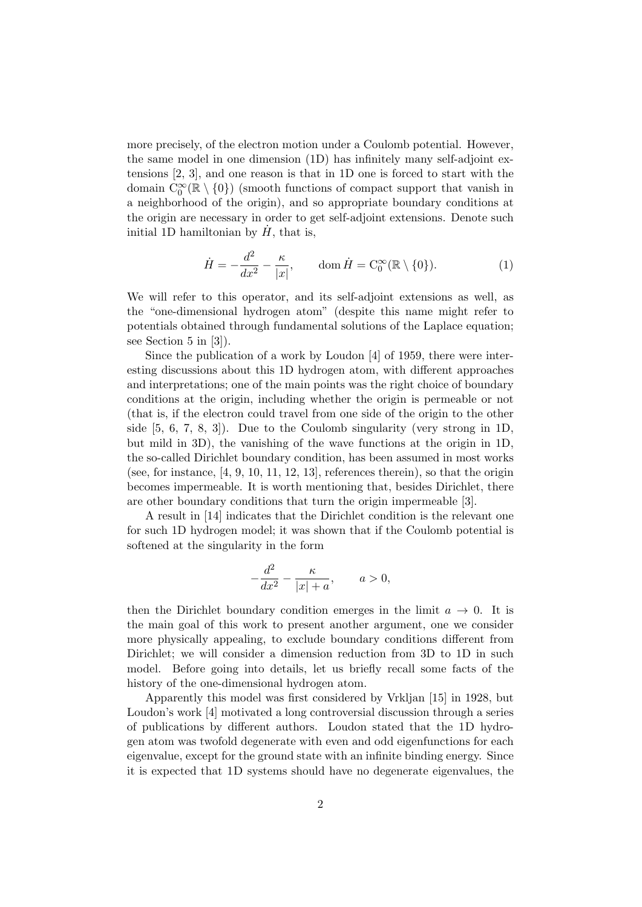more precisely, of the electron motion under a Coulomb potential. However, the same model in one dimension (1D) has infinitely many self-adjoint extensions [2, 3], and one reason is that in 1D one is forced to start with the domain $\mathrm{C}_0^\infty(\mathbb{R}\setminus\{0\})$ (smooth functions of compact support that vanish in a neighborhood of the origin), and so appropriate boundary conditions at the origin are necessary in order to get self-adjoint extensions. Denote such initial 1D hamiltonian by $\dot{H}$, that is,

$$\dot{H} = -\frac{d^2}{dx^2} - \frac{\kappa}{|x|}, \qquad \operatorname{dom} \dot{H} = \mathrm{C}_0^\infty(\mathbb{R}\setminus\{0\}). \tag{1}$$

We will refer to this operator, and its self-adjoint extensions as well, as the "one-dimensional hydrogen atom" (despite this name might refer to potentials obtained through fundamental solutions of the Laplace equation; see Section 5 in [3]).

Since the publication of a work by Loudon [4] of 1959, there were interesting discussions about this 1D hydrogen atom, with different approaches and interpretations; one of the main points was the right choice of boundary conditions at the origin, including whether the origin is permeable or not (that is, if the electron could travel from one side of the origin to the other side [5, 6, 7, 8, 3]). Due to the Coulomb singularity (very strong in 1D, but mild in 3D), the vanishing of the wave functions at the origin in 1D, the so-called Dirichlet boundary condition, has been assumed in most works (see, for instance, [4, 9, 10, 11, 12, 13], references therein), so that the origin becomes impermeable. It is worth mentioning that, besides Dirichlet, there are other boundary conditions that turn the origin impermeable [3].

A result in [14] indicates that the Dirichlet condition is the relevant one for such 1D hydrogen model; it was shown that if the Coulomb potential is softened at the singularity in the form

$$-\frac{d^2}{dx^2} - \frac{\kappa}{|x|+a}, \qquad a > 0,$$

then the Dirichlet boundary condition emerges in the limit $a \to 0$. It is the main goal of this work to present another argument, one we consider more physically appealing, to exclude boundary conditions different from Dirichlet; we will consider a dimension reduction from 3D to 1D in such model. Before going into details, let us briefly recall some facts of the history of the one-dimensional hydrogen atom.

Apparently this model was first considered by Vrkljan [15] in 1928, but Loudon's work [4] motivated a long controversial discussion through a series of publications by different authors. Loudon stated that the 1D hydrogen atom was twofold degenerate with even and odd eigenfunctions for each eigenvalue, except for the ground state with an infinite binding energy. Since it is expected that 1D systems should have no degenerate eigenvalues, the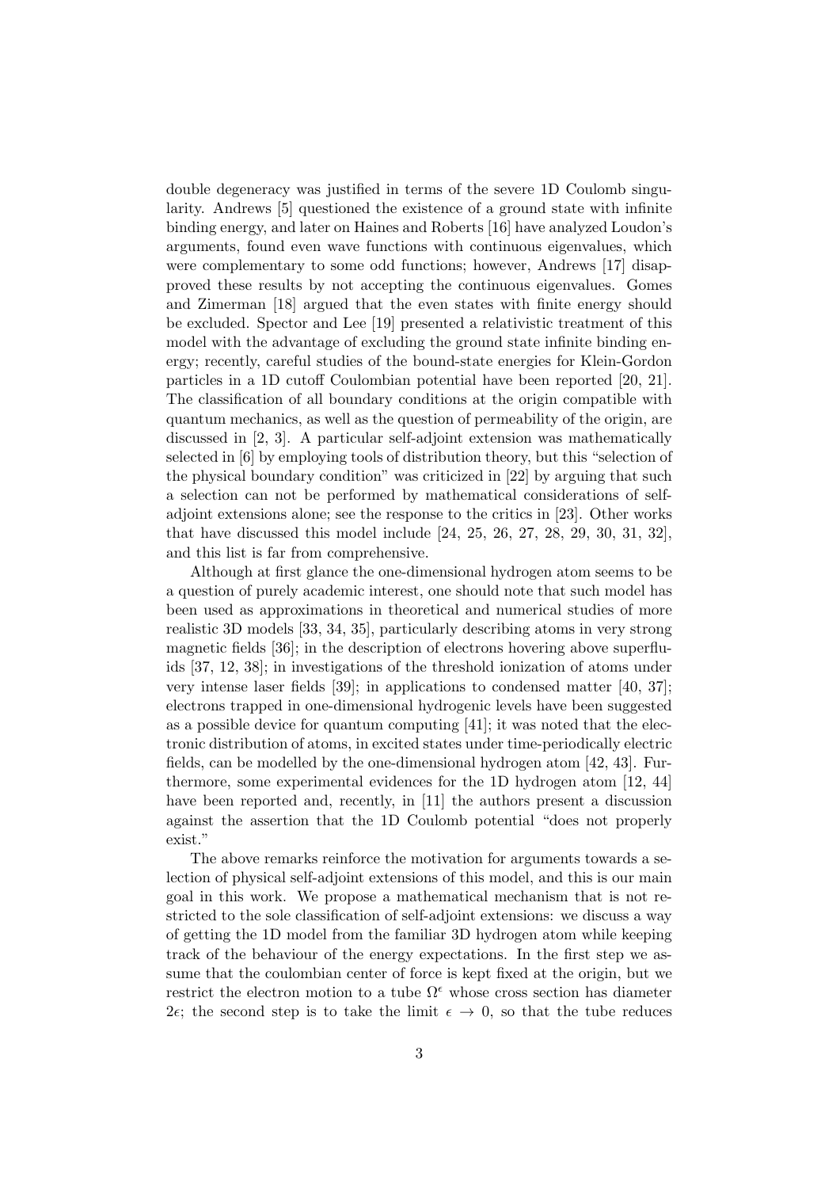double degeneracy was justified in terms of the severe 1D Coulomb singularity. Andrews [5] questioned the existence of a ground state with infinite binding energy, and later on Haines and Roberts [16] have analyzed Loudon's arguments, found even wave functions with continuous eigenvalues, which were complementary to some odd functions; however, Andrews [17] disapproved these results by not accepting the continuous eigenvalues. Gomes and Zimerman [18] argued that the even states with finite energy should be excluded. Spector and Lee [19] presented a relativistic treatment of this model with the advantage of excluding the ground state infinite binding energy; recently, careful studies of the bound-state energies for Klein-Gordon particles in a 1D cutoff Coulombian potential have been reported [20, 21]. The classification of all boundary conditions at the origin compatible with quantum mechanics, as well as the question of permeability of the origin, are discussed in [2, 3]. A particular self-adjoint extension was mathematically selected in [6] by employing tools of distribution theory, but this "selection of the physical boundary condition" was criticized in [22] by arguing that such a selection can not be performed by mathematical considerations of self-adjoint extensions alone; see the response to the critics in [23]. Other works that have discussed this model include [24, 25, 26, 27, 28, 29, 30, 31, 32], and this list is far from comprehensive.

Although at first glance the one-dimensional hydrogen atom seems to be a question of purely academic interest, one should note that such model has been used as approximations in theoretical and numerical studies of more realistic 3D models [33, 34, 35], particularly describing atoms in very strong magnetic fields [36]; in the description of electrons hovering above superfluids [37, 12, 38]; in investigations of the threshold ionization of atoms under very intense laser fields [39]; in applications to condensed matter [40, 37]; electrons trapped in one-dimensional hydrogenic levels have been suggested as a possible device for quantum computing [41]; it was noted that the electronic distribution of atoms, in excited states under time-periodically electric fields, can be modelled by the one-dimensional hydrogen atom [42, 43]. Furthermore, some experimental evidences for the 1D hydrogen atom [12, 44] have been reported and, recently, in [11] the authors present a discussion against the assertion that the 1D Coulomb potential "does not properly exist."

The above remarks reinforce the motivation for arguments towards a selection of physical self-adjoint extensions of this model, and this is our main goal in this work. We propose a mathematical mechanism that is not restricted to the sole classification of self-adjoint extensions: we discuss a way of getting the 1D model from the familiar 3D hydrogen atom while keeping track of the behaviour of the energy expectations. In the first step we assume that the coulombian center of force is kept fixed at the origin, but we restrict the electron motion to a tube $\Omega^\epsilon$ whose cross section has diameter $2\epsilon$; the second step is to take the limit $\epsilon \to 0$, so that the tube reduces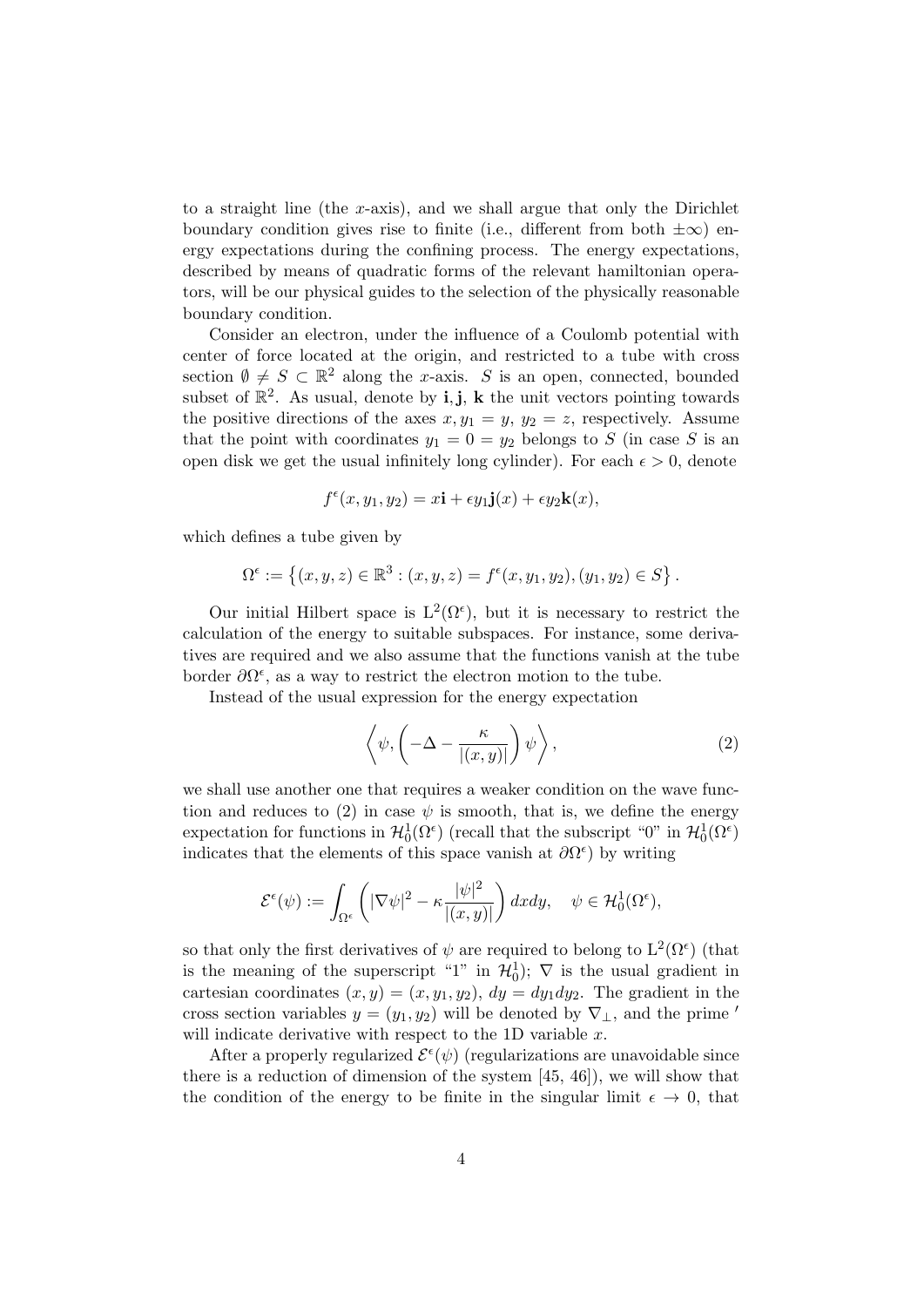to a straight line (the $x$-axis), and we shall argue that only the Dirichlet boundary condition gives rise to finite (i.e., different from both $\pm\infty$) energy expectations during the confining process. The energy expectations, described by means of quadratic forms of the relevant hamiltonian operators, will be our physical guides to the selection of the physically reasonable boundary condition.

Consider an electron, under the influence of a Coulomb potential with center of force located at the origin, and restricted to a tube with cross section $\emptyset \neq S \subset \mathbb{R}^2$ along the $x$-axis. $S$ is an open, connected, bounded subset of $\mathbb{R}^2$. As usual, denote by $\mathbf{i}, \mathbf{j}$, $\mathbf{k}$ the unit vectors pointing towards the positive directions of the axes $x, y_1 = y$, $y_2 = z$, respectively. Assume that the point with coordinates $y_1 = 0 = y_2$ belongs to $S$ (in case $S$ is an open disk we get the usual infinitely long cylinder). For each $\epsilon > 0$, denote

$$f^\epsilon(x, y_1, y_2) = x\mathbf{i} + \epsilon y_1 \mathbf{j}(x) + \epsilon y_2 \mathbf{k}(x),$$

which defines a tube given by

$$\Omega^\epsilon := \left\{(x, y, z) \in \mathbb{R}^3 : (x, y, z) = f^\epsilon(x, y_1, y_2), (y_1, y_2) \in S\right\}.$$

Our initial Hilbert space is $\mathrm{L}^2(\Omega^\epsilon)$, but it is necessary to restrict the calculation of the energy to suitable subspaces. For instance, some derivatives are required and we also assume that the functions vanish at the tube border $\partial\Omega^\epsilon$, as a way to restrict the electron motion to the tube.

Instead of the usual expression for the energy expectation

$$\left\langle \psi, \left(-\Delta - \frac{\kappa}{|(x, y)|}\right)\psi \right\rangle, \tag{2}$$

we shall use another one that requires a weaker condition on the wave function and reduces to (2) in case $\psi$ is smooth, that is, we define the energy expectation for functions in $\mathcal{H}_0^1(\Omega^\epsilon)$ (recall that the subscript "0" in $\mathcal{H}_0^1(\Omega^\epsilon)$ indicates that the elements of this space vanish at $\partial\Omega^\epsilon$) by writing

$$\mathcal{E}^\epsilon(\psi) := \int_{\Omega^\epsilon} \left(|\nabla\psi|^2 - \kappa\frac{|\psi|^2}{|(x, y)|}\right) dxdy, \quad \psi \in \mathcal{H}_0^1(\Omega^\epsilon),$$

so that only the first derivatives of $\psi$ are required to belong to $\mathrm{L}^2(\Omega^\epsilon)$ (that is the meaning of the superscript "1" in $\mathcal{H}_0^1$); $\nabla$ is the usual gradient in cartesian coordinates $(x, y) = (x, y_1, y_2)$, $dy = dy_1 dy_2$. The gradient in the cross section variables $y = (y_1, y_2)$ will be denoted by $\nabla_\perp$, and the prime $'$ will indicate derivative with respect to the 1D variable $x$.

After a properly regularized $\mathcal{E}^\epsilon(\psi)$ (regularizations are unavoidable since there is a reduction of dimension of the system [45, 46]), we will show that the condition of the energy to be finite in the singular limit $\epsilon \to 0$, that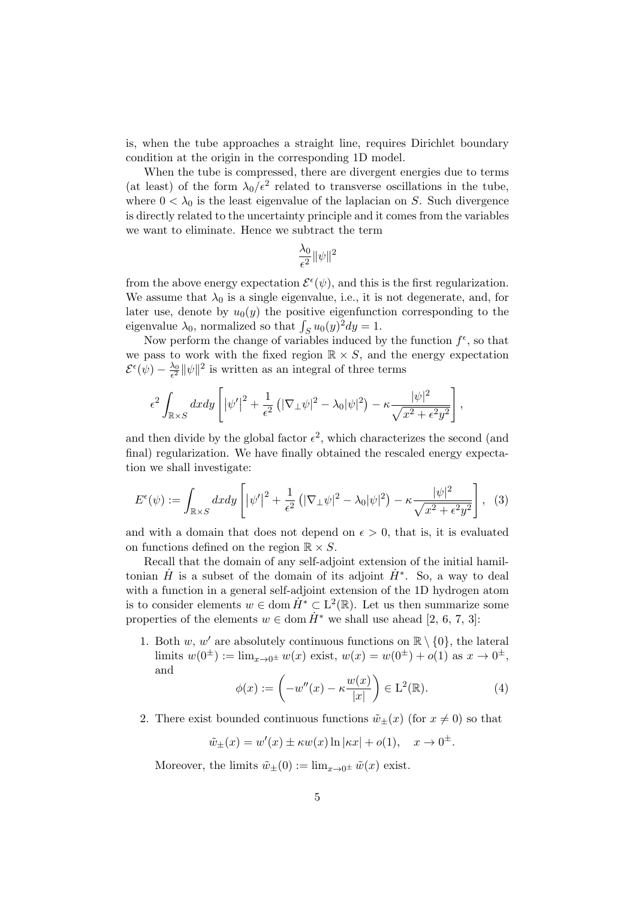is, when the tube approaches a straight line, requires Dirichlet boundary condition at the origin in the corresponding 1D model.

When the tube is compressed, there are divergent energies due to terms (at least) of the form $\lambda_0/\epsilon^2$ related to transverse oscillations in the tube, where $0 < \lambda_0$ is the least eigenvalue of the laplacian on $S$. Such divergence is directly related to the uncertainty principle and it comes from the variables we want to eliminate. Hence we subtract the term

$$\frac{\lambda_0}{\epsilon^2}\|\psi\|^2$$

from the above energy expectation $\mathcal{E}^\epsilon(\psi)$, and this is the first regularization. We assume that $\lambda_0$ is a single eigenvalue, i.e., it is not degenerate, and, for later use, denote by $u_0(y)$ the positive eigenfunction corresponding to the eigenvalue $\lambda_0$, normalized so that $\int_S u_0(y)^2 dy = 1$.

Now perform the change of variables induced by the function $f^\epsilon$, so that we pass to work with the fixed region $\mathbb{R} \times S$, and the energy expectation $\mathcal{E}^\epsilon(\psi) - \frac{\lambda_0}{\epsilon^2}\|\psi\|^2$ is written as an integral of three terms

$$\epsilon^2 \int_{\mathbb{R}\times S} dxdy \left[ \left|\psi'\right|^2 + \frac{1}{\epsilon^2}\left(|\nabla_\perp \psi|^2 - \lambda_0 |\psi|^2\right) - \kappa \frac{|\psi|^2}{\sqrt{x^2 + \epsilon^2 y^2}} \right],$$

and then divide by the global factor $\epsilon^2$, which characterizes the second (and final) regularization. We have finally obtained the rescaled energy expectation we shall investigate:

$$E^\epsilon(\psi) := \int_{\mathbb{R}\times S} dxdy \left[ \left|\psi'\right|^2 + \frac{1}{\epsilon^2}\left(|\nabla_\perp \psi|^2 - \lambda_0 |\psi|^2\right) - \kappa \frac{|\psi|^2}{\sqrt{x^2 + \epsilon^2 y^2}} \right], \quad (3)$$

and with a domain that does not depend on $\epsilon > 0$, that is, it is evaluated on functions defined on the region $\mathbb{R} \times S$.

Recall that the domain of any self-adjoint extension of the initial hamiltonian $\dot{H}$ is a subset of the domain of its adjoint $\dot{H}^*$. So, a way to deal with a function in a general self-adjoint extension of the 1D hydrogen atom is to consider elements $w \in \operatorname{dom} \dot{H}^* \subset \mathrm{L}^2(\mathbb{R})$. Let us then summarize some properties of the elements $w \in \operatorname{dom} \dot{H}^*$ we shall use ahead [2, 6, 7, 3]:

1. Both $w$, $w'$ are absolutely continuous functions on $\mathbb{R} \setminus \{0\}$, the lateral limits $w(0^\pm) := \lim_{x\to 0^\pm} w(x)$ exist, $w(x) = w(0^\pm) + o(1)$ as $x \to 0^\pm$, and
$$\phi(x) := \left(-w''(x) - \kappa \frac{w(x)}{|x|}\right) \in \mathrm{L}^2(\mathbb{R}). \quad (4)$$

2. There exist bounded continuous functions $\tilde{w}_\pm(x)$ (for $x \neq 0$) so that
$$\tilde{w}_\pm(x) = w'(x) \pm \kappa w(x) \ln|\kappa x| + o(1), \quad x \to 0^\pm.$$
Moreover, the limits $\tilde{w}_\pm(0) := \lim_{x\to 0^\pm} \tilde{w}(x)$ exist.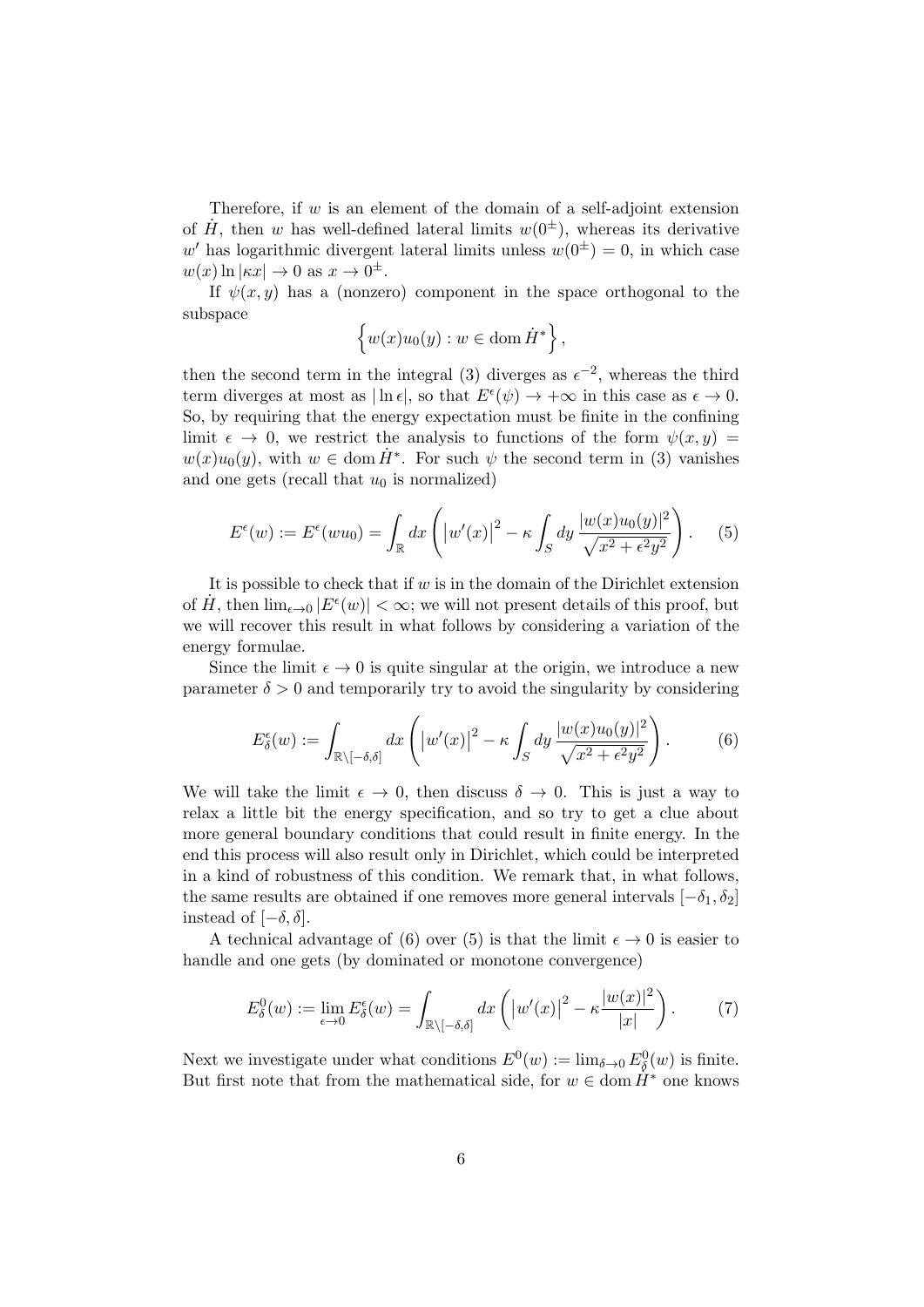Therefore, if $w$ is an element of the domain of a self-adjoint extension of $\dot{H}$, then $w$ has well-defined lateral limits $w(0^{\pm})$, whereas its derivative $w'$ has logarithmic divergent lateral limits unless $w(0^{\pm}) = 0$, in which case $w(x) \ln |\kappa x| \to 0$ as $x \to 0^{\pm}$.

If $\psi(x, y)$ has a (nonzero) component in the space orthogonal to the subspace

$$\left\{ w(x) u_0(y) : w \in \operatorname{dom} \dot{H}^* \right\},$$

then the second term in the integral (3) diverges as $\epsilon^{-2}$, whereas the third term diverges at most as $|\ln \epsilon|$, so that $E^{\epsilon}(\psi) \to +\infty$ in this case as $\epsilon \to 0$. So, by requiring that the energy expectation must be finite in the confining limit $\epsilon \to 0$, we restrict the analysis to functions of the form $\psi(x, y) = w(x) u_0(y)$, with $w \in \operatorname{dom} \dot{H}^*$. For such $\psi$ the second term in (3) vanishes and one gets (recall that $u_0$ is normalized)

$$E^{\epsilon}(w) := E^{\epsilon}(w u_0) = \int_{\mathbb{R}} dx \left( \left| w'(x) \right|^2 - \kappa \int_S dy \, \frac{|w(x) u_0(y)|^2}{\sqrt{x^2 + \epsilon^2 y^2}} \right). \qquad (5)$$

It is possible to check that if $w$ is in the domain of the Dirichlet extension of $\dot{H}$, then $\lim_{\epsilon \to 0} |E^{\epsilon}(w)| < \infty$; we will not present details of this proof, but we will recover this result in what follows by considering a variation of the energy formulae.

Since the limit $\epsilon \to 0$ is quite singular at the origin, we introduce a new parameter $\delta > 0$ and temporarily try to avoid the singularity by considering

$$E^{\epsilon}_{\delta}(w) := \int_{\mathbb{R} \setminus [-\delta, \delta]} dx \left( \left| w'(x) \right|^2 - \kappa \int_S dy \, \frac{|w(x) u_0(y)|^2}{\sqrt{x^2 + \epsilon^2 y^2}} \right). \qquad (6)$$

We will take the limit $\epsilon \to 0$, then discuss $\delta \to 0$. This is just a way to relax a little bit the energy specification, and so try to get a clue about more general boundary conditions that could result in finite energy. In the end this process will also result only in Dirichlet, which could be interpreted in a kind of robustness of this condition. We remark that, in what follows, the same results are obtained if one removes more general intervals $[-\delta_1, \delta_2]$ instead of $[-\delta, \delta]$.

A technical advantage of (6) over (5) is that the limit $\epsilon \to 0$ is easier to handle and one gets (by dominated or monotone convergence)

$$E^{0}_{\delta}(w) := \lim_{\epsilon \to 0} E^{\epsilon}_{\delta}(w) = \int_{\mathbb{R} \setminus [-\delta, \delta]} dx \left( \left| w'(x) \right|^2 - \kappa \frac{|w(x)|^2}{|x|} \right). \qquad (7)$$

Next we investigate under what conditions $E^0(w) := \lim_{\delta \to 0} E^0_{\delta}(w)$ is finite. But first note that from the mathematical side, for $w \in \operatorname{dom} \dot{H}^*$ one knows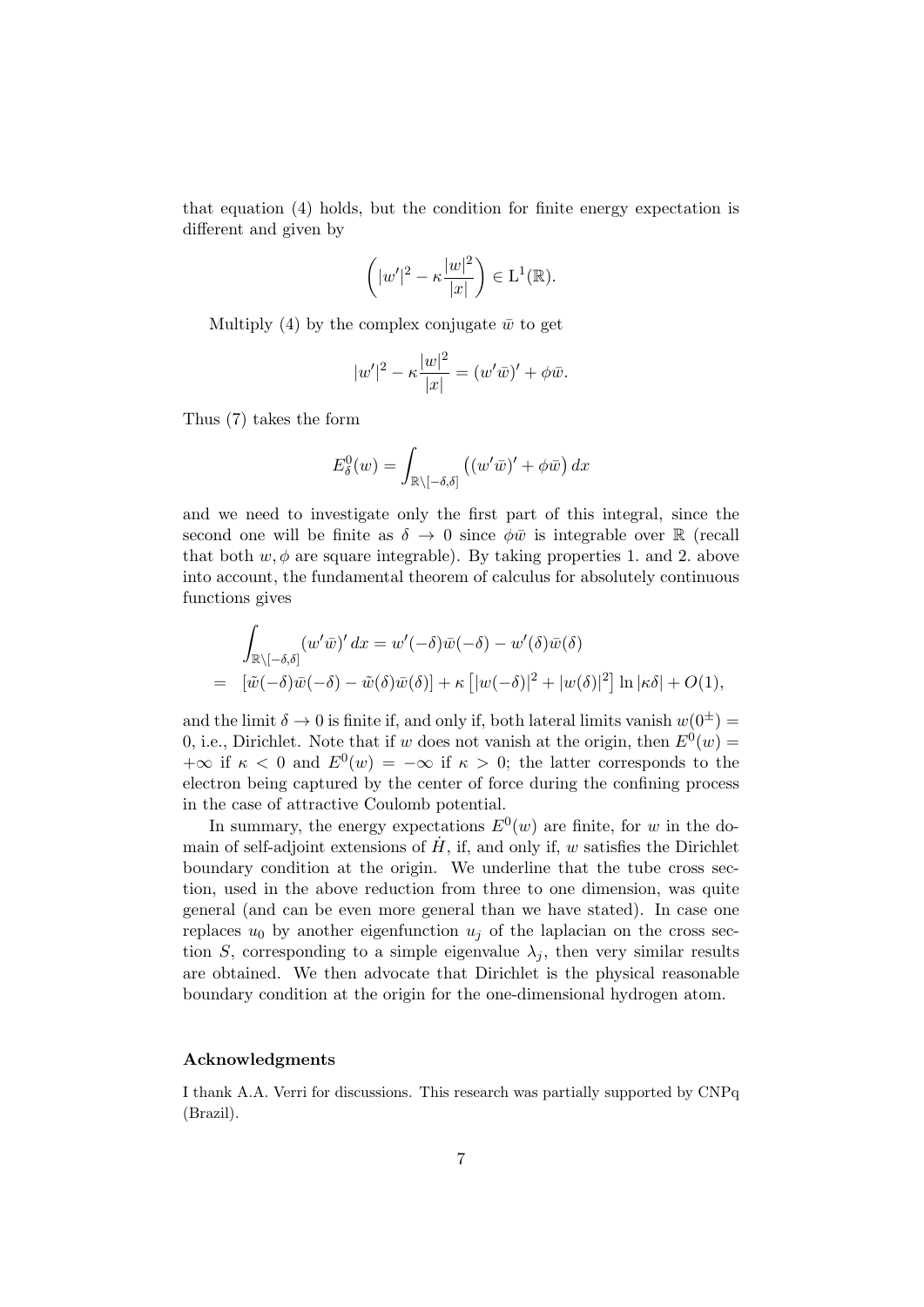that equation (4) holds, but the condition for finite energy expectation is different and given by

$$\left(|w'|^2 - \kappa \frac{|w|^2}{|x|}\right) \in \mathrm{L}^1(\mathbb{R}).$$

Multiply (4) by the complex conjugate $\bar{w}$ to get

$$|w'|^2 - \kappa \frac{|w|^2}{|x|} = (w'\bar{w})' + \phi\bar{w}.$$

Thus (7) takes the form

$$E^0_\delta(w) = \int_{\mathbb{R}\setminus[-\delta,\delta]} \left((w'\bar{w})' + \phi\bar{w}\right) dx$$

and we need to investigate only the first part of this integral, since the second one will be finite as $\delta \to 0$ since $\phi\bar{w}$ is integrable over $\mathbb{R}$ (recall that both $w, \phi$ are square integrable). By taking properties 1. and 2. above into account, the fundamental theorem of calculus for absolutely continuous functions gives

$$\begin{aligned}
&\int_{\mathbb{R}\setminus[-\delta,\delta]} (w'\bar{w})'\, dx = w'(-\delta)\bar{w}(-\delta) - w'(\delta)\bar{w}(\delta) \\
&= \left[\tilde{w}(-\delta)\bar{w}(-\delta) - \tilde{w}(\delta)\bar{w}(\delta)\right] + \kappa\left[|w(-\delta)|^2 + |w(\delta)|^2\right]\ln|\kappa\delta| + O(1),
\end{aligned}$$

and the limit $\delta \to 0$ is finite if, and only if, both lateral limits vanish $w(0^\pm) = 0$, i.e., Dirichlet. Note that if $w$ does not vanish at the origin, then $E^0(w) = +\infty$ if $\kappa < 0$ and $E^0(w) = -\infty$ if $\kappa > 0$; the latter corresponds to the electron being captured by the center of force during the confining process in the case of attractive Coulomb potential.

In summary, the energy expectations $E^0(w)$ are finite, for $w$ in the domain of self-adjoint extensions of $\dot{H}$, if, and only if, $w$ satisfies the Dirichlet boundary condition at the origin. We underline that the tube cross section, used in the above reduction from three to one dimension, was quite general (and can be even more general than we have stated). In case one replaces $u_0$ by another eigenfunction $u_j$ of the laplacian on the cross section $S$, corresponding to a simple eigenvalue $\lambda_j$, then very similar results are obtained. We then advocate that Dirichlet is the physical reasonable boundary condition at the origin for the one-dimensional hydrogen atom.

### Acknowledgments

I thank A.A. Verri for discussions. This research was partially supported by CNPq (Brazil).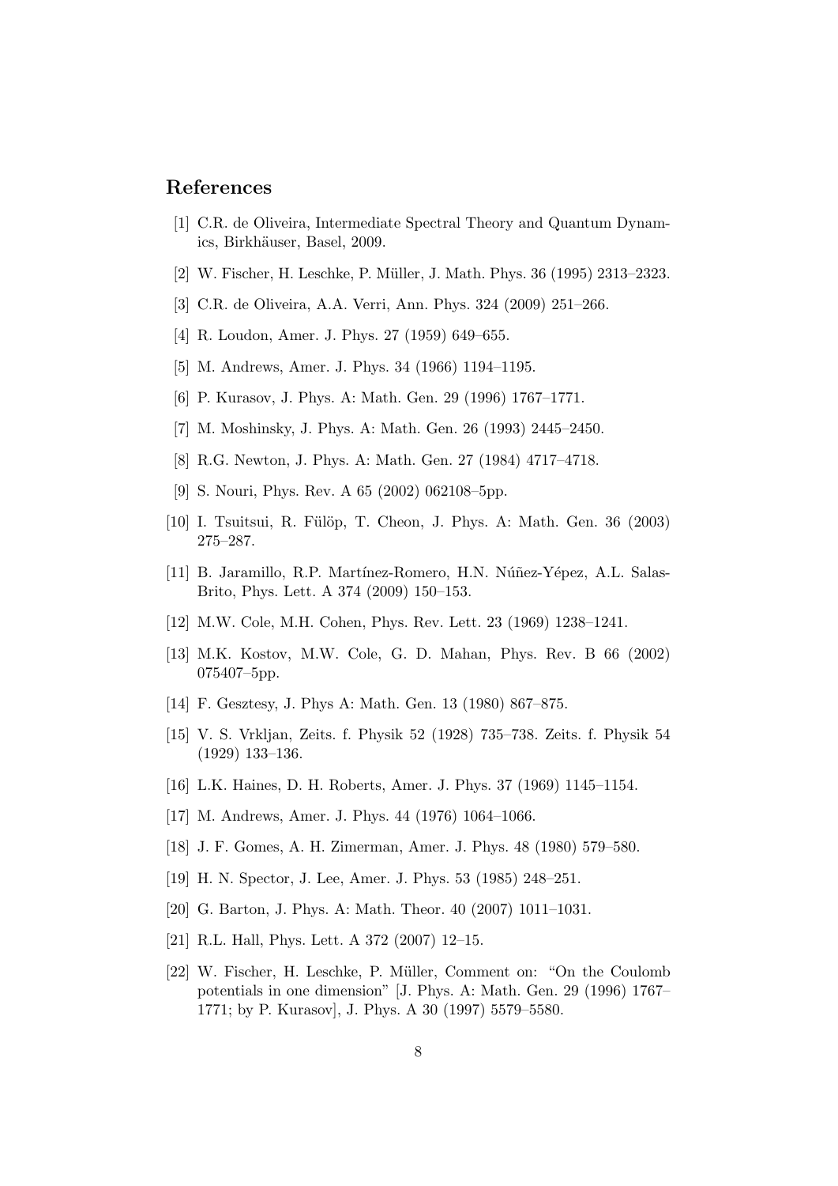## References

[1] C.R. de Oliveira, Intermediate Spectral Theory and Quantum Dynamics, Birkhäuser, Basel, 2009.

[2] W. Fischer, H. Leschke, P. Müller, J. Math. Phys. 36 (1995) 2313–2323.

[3] C.R. de Oliveira, A.A. Verri, Ann. Phys. 324 (2009) 251–266.

[4] R. Loudon, Amer. J. Phys. 27 (1959) 649–655.

[5] M. Andrews, Amer. J. Phys. 34 (1966) 1194–1195.

[6] P. Kurasov, J. Phys. A: Math. Gen. 29 (1996) 1767–1771.

[7] M. Moshinsky, J. Phys. A: Math. Gen. 26 (1993) 2445–2450.

[8] R.G. Newton, J. Phys. A: Math. Gen. 27 (1984) 4717–4718.

[9] S. Nouri, Phys. Rev. A 65 (2002) 062108–5pp.

[10] I. Tsuitsui, R. Fülöp, T. Cheon, J. Phys. A: Math. Gen. 36 (2003) 275–287.

[11] B. Jaramillo, R.P. Martínez-Romero, H.N. Núñez-Yépez, A.L. Salas-Brito, Phys. Lett. A 374 (2009) 150–153.

[12] M.W. Cole, M.H. Cohen, Phys. Rev. Lett. 23 (1969) 1238–1241.

[13] M.K. Kostov, M.W. Cole, G. D. Mahan, Phys. Rev. B 66 (2002) 075407–5pp.

[14] F. Gesztesy, J. Phys A: Math. Gen. 13 (1980) 867–875.

[15] V. S. Vrkljan, Zeits. f. Physik 52 (1928) 735–738. Zeits. f. Physik 54 (1929) 133–136.

[16] L.K. Haines, D. H. Roberts, Amer. J. Phys. 37 (1969) 1145–1154.

[17] M. Andrews, Amer. J. Phys. 44 (1976) 1064–1066.

[18] J. F. Gomes, A. H. Zimerman, Amer. J. Phys. 48 (1980) 579–580.

[19] H. N. Spector, J. Lee, Amer. J. Phys. 53 (1985) 248–251.

[20] G. Barton, J. Phys. A: Math. Theor. 40 (2007) 1011–1031.

[21] R.L. Hall, Phys. Lett. A 372 (2007) 12–15.

[22] W. Fischer, H. Leschke, P. Müller, Comment on: "On the Coulomb potentials in one dimension" [J. Phys. A: Math. Gen. 29 (1996) 1767–1771; by P. Kurasov], J. Phys. A 30 (1997) 5579–5580.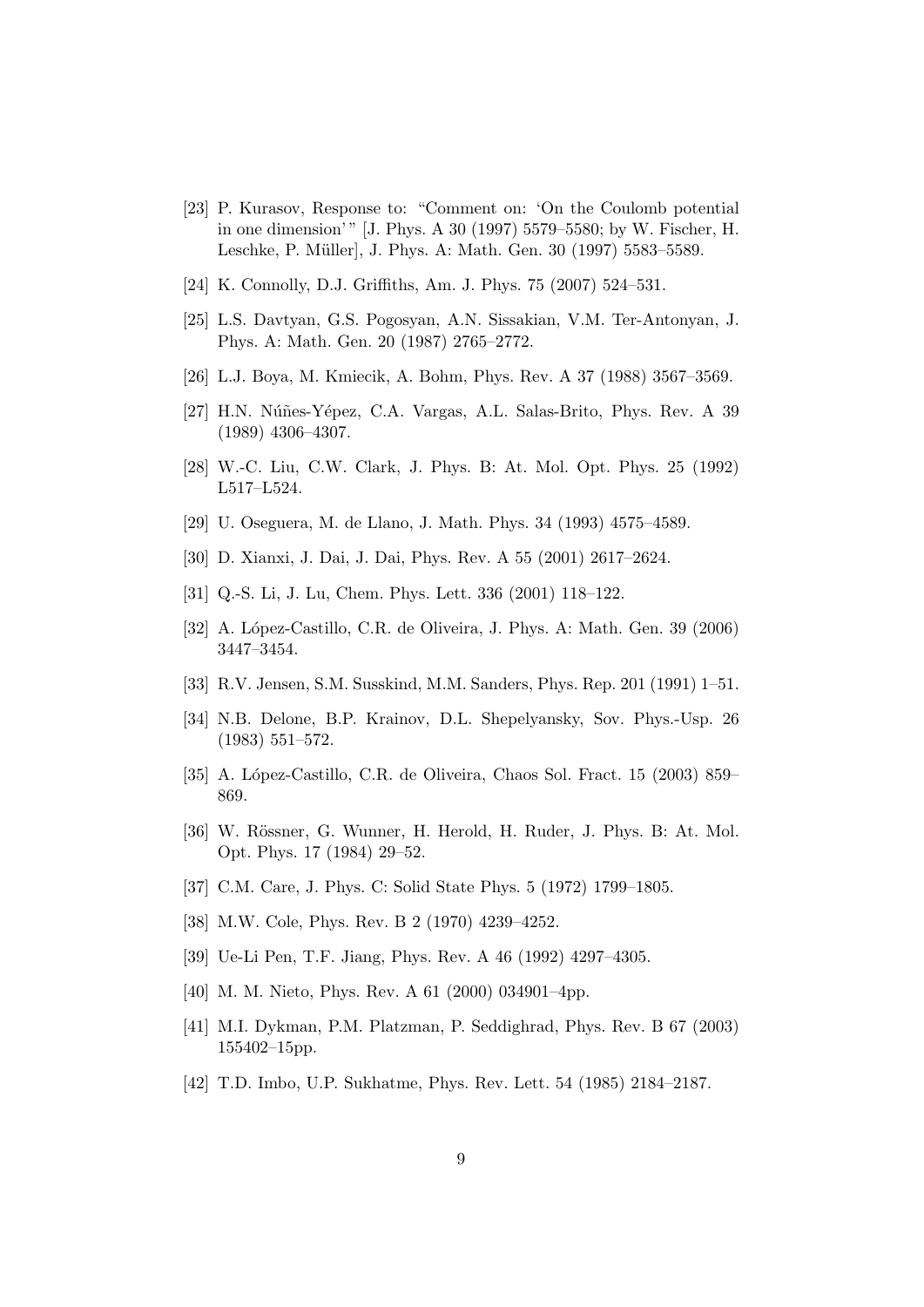[23] P. Kurasov, Response to: "Comment on: 'On the Coulomb potential in one dimension'" [J. Phys. A 30 (1997) 5579–5580; by W. Fischer, H. Leschke, P. Müller], J. Phys. A: Math. Gen. 30 (1997) 5583–5589.

[24] K. Connolly, D.J. Griffiths, Am. J. Phys. 75 (2007) 524–531.

[25] L.S. Davtyan, G.S. Pogosyan, A.N. Sissakian, V.M. Ter-Antonyan, J. Phys. A: Math. Gen. 20 (1987) 2765–2772.

[26] L.J. Boya, M. Kmiecik, A. Bohm, Phys. Rev. A 37 (1988) 3567–3569.

[27] H.N. Núñes-Yépez, C.A. Vargas, A.L. Salas-Brito, Phys. Rev. A 39 (1989) 4306–4307.

[28] W.-C. Liu, C.W. Clark, J. Phys. B: At. Mol. Opt. Phys. 25 (1992) L517–L524.

[29] U. Oseguera, M. de Llano, J. Math. Phys. 34 (1993) 4575–4589.

[30] D. Xianxi, J. Dai, J. Dai, Phys. Rev. A 55 (2001) 2617–2624.

[31] Q.-S. Li, J. Lu, Chem. Phys. Lett. 336 (2001) 118–122.

[32] A. López-Castillo, C.R. de Oliveira, J. Phys. A: Math. Gen. 39 (2006) 3447–3454.

[33] R.V. Jensen, S.M. Susskind, M.M. Sanders, Phys. Rep. 201 (1991) 1–51.

[34] N.B. Delone, B.P. Krainov, D.L. Shepelyansky, Sov. Phys.-Usp. 26 (1983) 551–572.

[35] A. López-Castillo, C.R. de Oliveira, Chaos Sol. Fract. 15 (2003) 859–869.

[36] W. Rössner, G. Wunner, H. Herold, H. Ruder, J. Phys. B: At. Mol. Opt. Phys. 17 (1984) 29–52.

[37] C.M. Care, J. Phys. C: Solid State Phys. 5 (1972) 1799–1805.

[38] M.W. Cole, Phys. Rev. B 2 (1970) 4239–4252.

[39] Ue-Li Pen, T.F. Jiang, Phys. Rev. A 46 (1992) 4297–4305.

[40] M. M. Nieto, Phys. Rev. A 61 (2000) 034901–4pp.

[41] M.I. Dykman, P.M. Platzman, P. Seddighrad, Phys. Rev. B 67 (2003) 155402–15pp.

[42] T.D. Imbo, U.P. Sukhatme, Phys. Rev. Lett. 54 (1985) 2184–2187.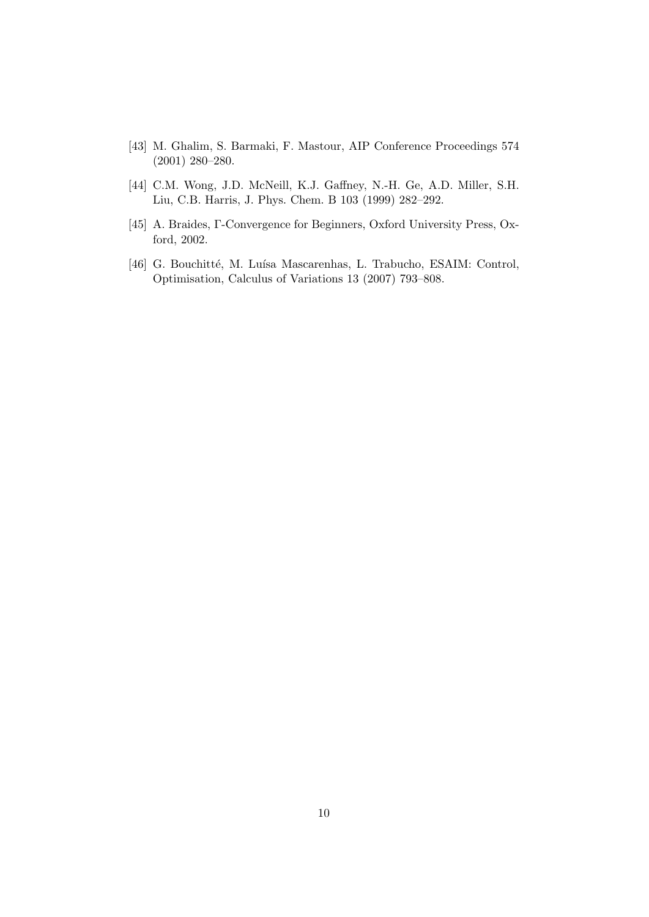[43] M. Ghalim, S. Barmaki, F. Mastour, AIP Conference Proceedings 574 (2001) 280–280.

[44] C.M. Wong, J.D. McNeill, K.J. Gaffney, N.-H. Ge, A.D. Miller, S.H. Liu, C.B. Harris, J. Phys. Chem. B 103 (1999) 282–292.

[45] A. Braides, Γ-Convergence for Beginners, Oxford University Press, Oxford, 2002.

[46] G. Bouchitté, M. Luísa Mascarenhas, L. Trabucho, ESAIM: Control, Optimisation, Calculus of Variations 13 (2007) 793–808.